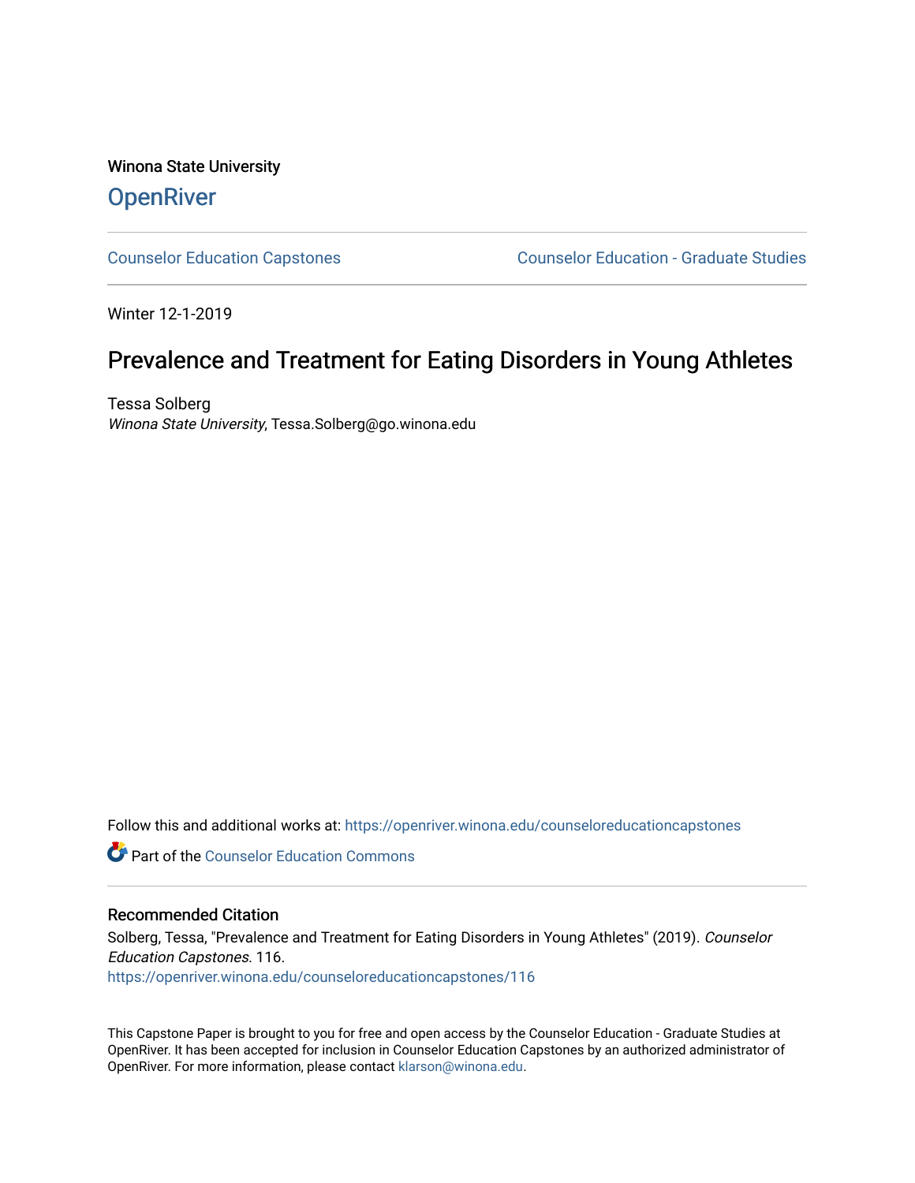Winona State University

# OpenRiver

Counselor Education Capstones | Counselor Education - Graduate Studies

Winter 12-1-2019

# Prevalence and Treatment for Eating Disorders in Young Athletes

Tessa Solberg
*Winona State University*, Tessa.Solberg@go.winona.edu

Follow this and additional works at: https://openriver.winona.edu/counseloreducationcapstones

Part of the Counselor Education Commons

## Recommended Citation

Solberg, Tessa, "Prevalence and Treatment for Eating Disorders in Young Athletes" (2019). *Counselor Education Capstones*. 116.
https://openriver.winona.edu/counseloreducationcapstones/116

This Capstone Paper is brought to you for free and open access by the Counselor Education - Graduate Studies at OpenRiver. It has been accepted for inclusion in Counselor Education Capstones by an authorized administrator of OpenRiver. For more information, please contact klarson@winona.edu.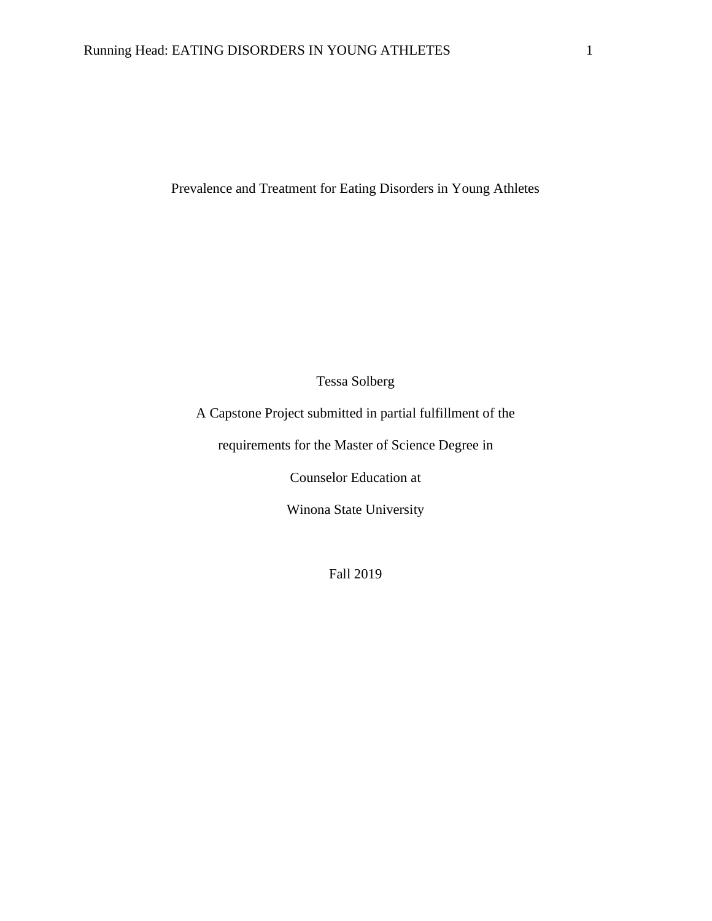# Prevalence and Treatment for Eating Disorders in Young Athletes

Tessa Solberg

A Capstone Project submitted in partial fulfillment of the

requirements for the Master of Science Degree in

Counselor Education at

Winona State University

Fall 2019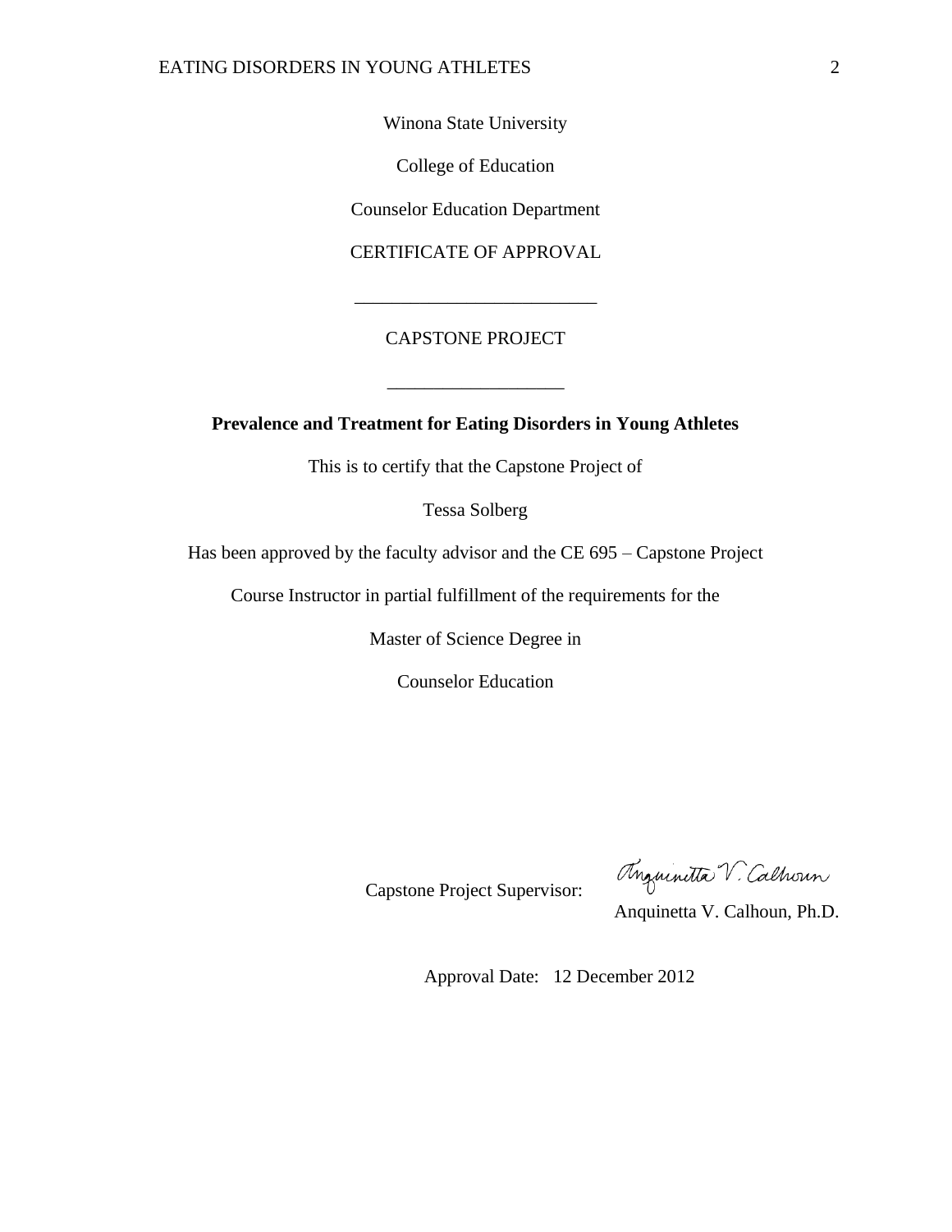Winona State University

College of Education

Counselor Education Department

CERTIFICATE OF APPROVAL

\_\_\_\_\_\_\_\_\_\_\_\_\_\_\_\_\_\_\_\_\_\_\_\_\_\_

CAPSTONE PROJECT

\_\_\_\_\_\_\_\_\_\_\_\_\_\_\_\_\_\_\_

**Prevalence and Treatment for Eating Disorders in Young Athletes**

This is to certify that the Capstone Project of

Tessa Solberg

Has been approved by the faculty advisor and the CE 695 – Capstone Project

Course Instructor in partial fulfillment of the requirements for the

Master of Science Degree in

Counselor Education

Capstone Project Supervisor: Anquinetta V. Calhoun

Anquinetta V. Calhoun, Ph.D.

Approval Date: 12 December 2012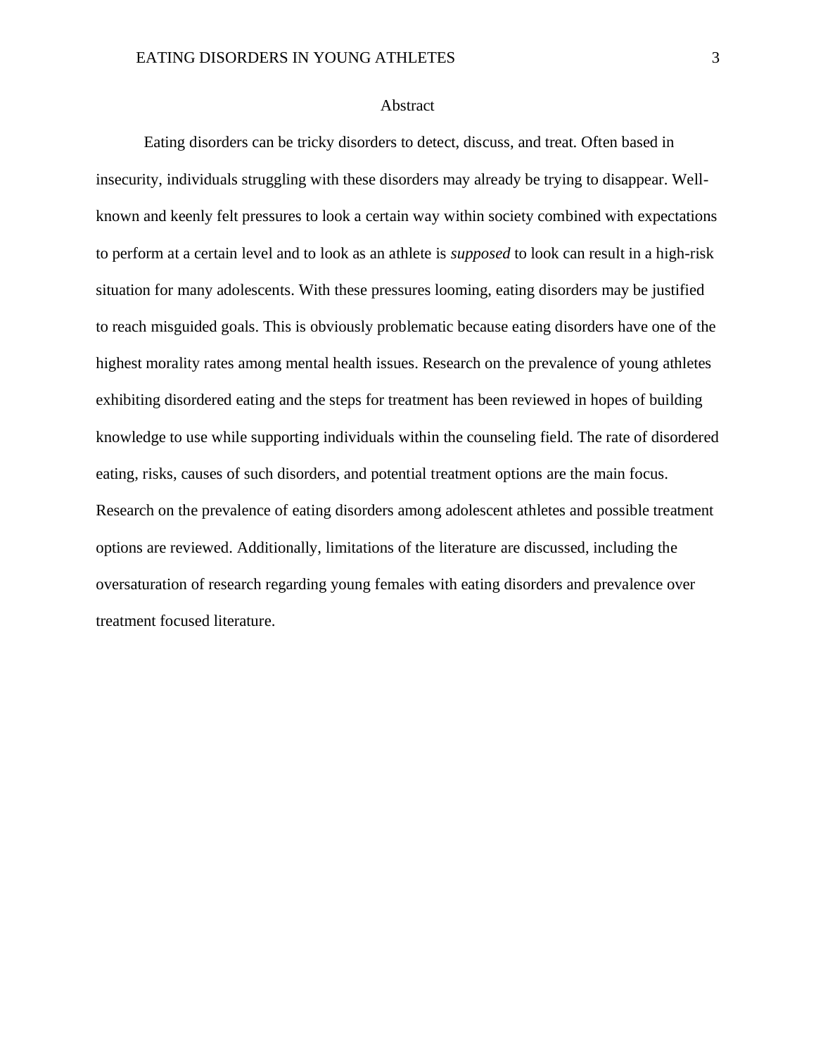# Abstract

Eating disorders can be tricky disorders to detect, discuss, and treat. Often based in insecurity, individuals struggling with these disorders may already be trying to disappear. Well-known and keenly felt pressures to look a certain way within society combined with expectations to perform at a certain level and to look as an athlete is *supposed* to look can result in a high-risk situation for many adolescents. With these pressures looming, eating disorders may be justified to reach misguided goals. This is obviously problematic because eating disorders have one of the highest morality rates among mental health issues. Research on the prevalence of young athletes exhibiting disordered eating and the steps for treatment has been reviewed in hopes of building knowledge to use while supporting individuals within the counseling field. The rate of disordered eating, risks, causes of such disorders, and potential treatment options are the main focus. Research on the prevalence of eating disorders among adolescent athletes and possible treatment options are reviewed. Additionally, limitations of the literature are discussed, including the oversaturation of research regarding young females with eating disorders and prevalence over treatment focused literature.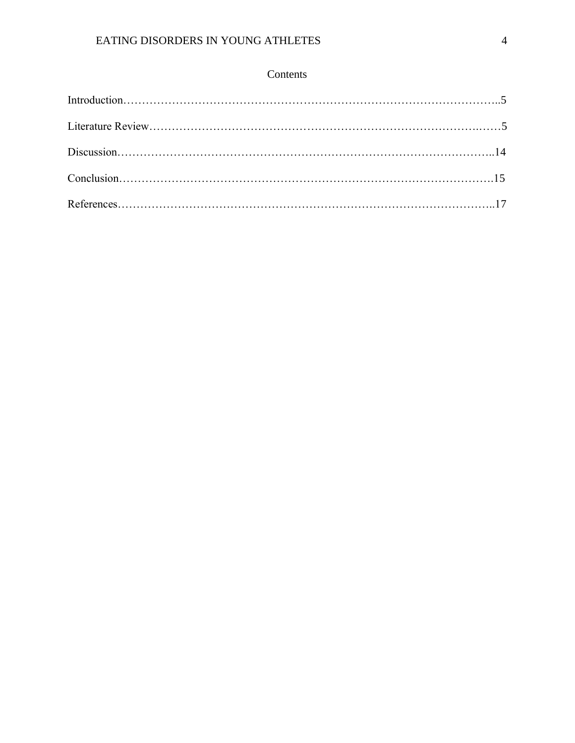# Contents

Introduction……………………………………………………………………………………..5

Literature Review……………………………………………………………………………5

Discussion……………………………………………………………………………………..14

Conclusion…………………………………………………………………………………….15

References……………………………………………………………………………………..17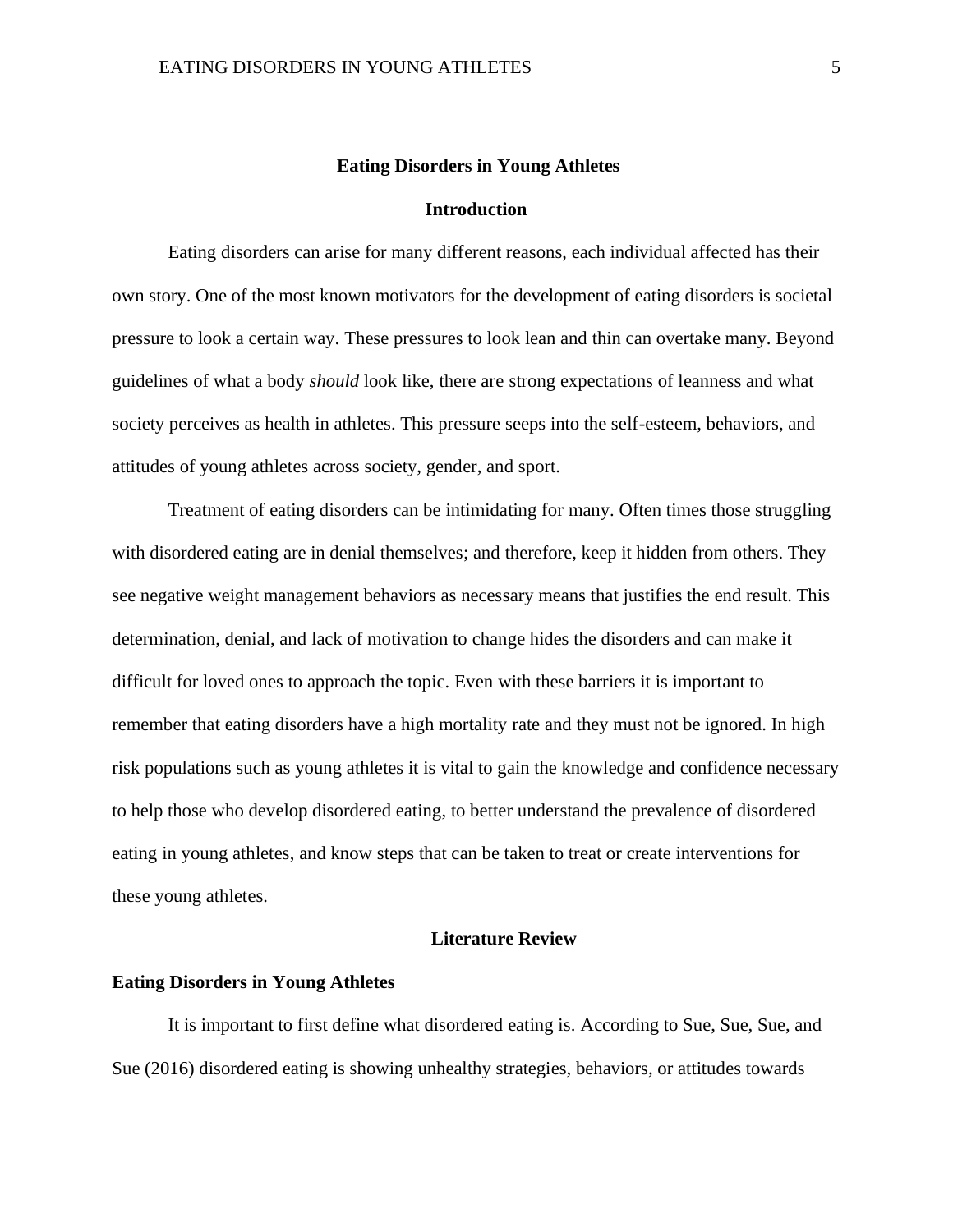# Eating Disorders in Young Athletes

## Introduction

Eating disorders can arise for many different reasons, each individual affected has their own story. One of the most known motivators for the development of eating disorders is societal pressure to look a certain way. These pressures to look lean and thin can overtake many. Beyond guidelines of what a body *should* look like, there are strong expectations of leanness and what society perceives as health in athletes. This pressure seeps into the self-esteem, behaviors, and attitudes of young athletes across society, gender, and sport.

Treatment of eating disorders can be intimidating for many. Often times those struggling with disordered eating are in denial themselves; and therefore, keep it hidden from others. They see negative weight management behaviors as necessary means that justifies the end result. This determination, denial, and lack of motivation to change hides the disorders and can make it difficult for loved ones to approach the topic. Even with these barriers it is important to remember that eating disorders have a high mortality rate and they must not be ignored. In high risk populations such as young athletes it is vital to gain the knowledge and confidence necessary to help those who develop disordered eating, to better understand the prevalence of disordered eating in young athletes, and know steps that can be taken to treat or create interventions for these young athletes.

## Literature Review

### Eating Disorders in Young Athletes

It is important to first define what disordered eating is. According to Sue, Sue, Sue, and Sue (2016) disordered eating is showing unhealthy strategies, behaviors, or attitudes towards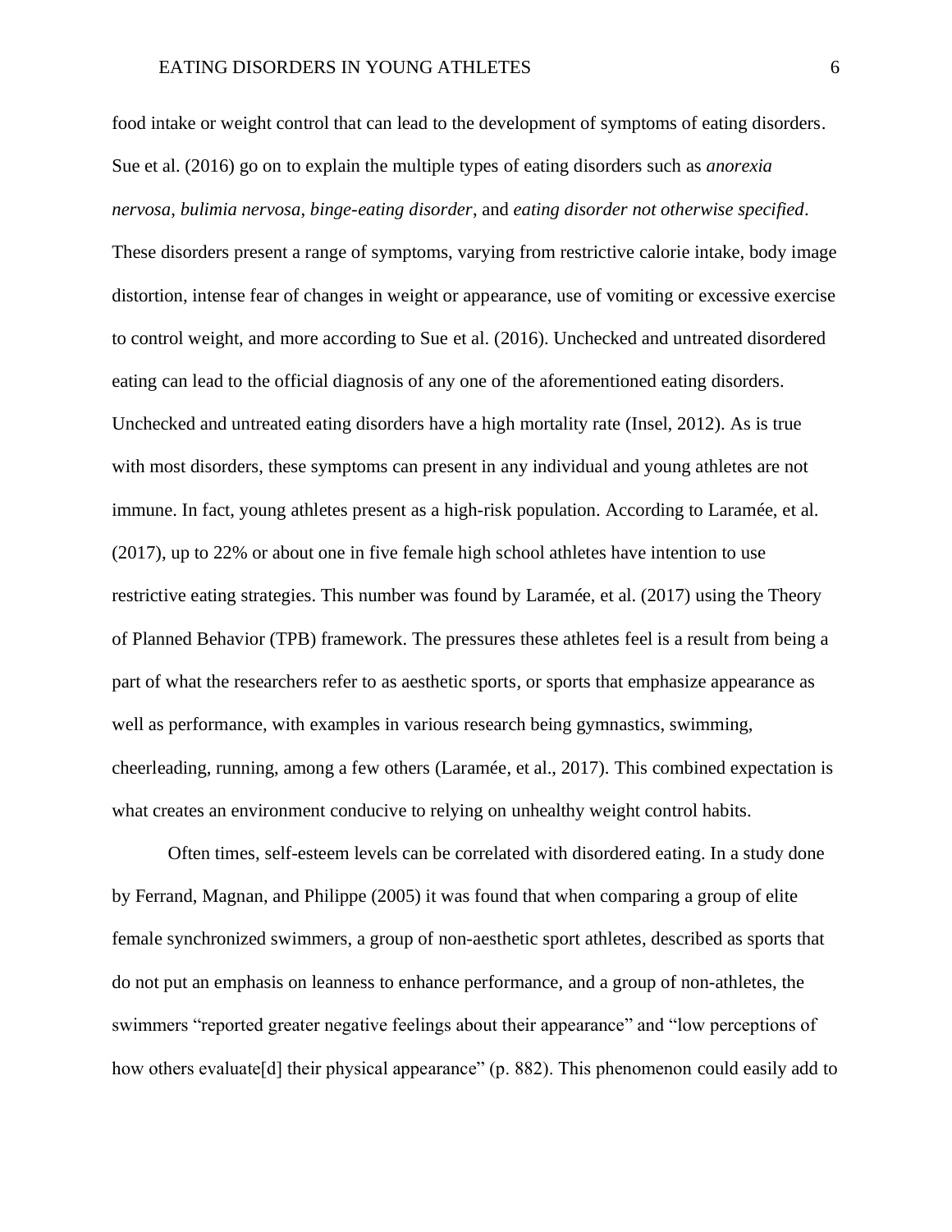food intake or weight control that can lead to the development of symptoms of eating disorders. Sue et al. (2016) go on to explain the multiple types of eating disorders such as *anorexia nervosa*, *bulimia nervosa*, *binge-eating disorder*, and *eating disorder not otherwise specified*. These disorders present a range of symptoms, varying from restrictive calorie intake, body image distortion, intense fear of changes in weight or appearance, use of vomiting or excessive exercise to control weight, and more according to Sue et al. (2016). Unchecked and untreated disordered eating can lead to the official diagnosis of any one of the aforementioned eating disorders. Unchecked and untreated eating disorders have a high mortality rate (Insel, 2012). As is true with most disorders, these symptoms can present in any individual and young athletes are not immune. In fact, young athletes present as a high-risk population. According to Laramée, et al. (2017), up to 22% or about one in five female high school athletes have intention to use restrictive eating strategies. This number was found by Laramée, et al. (2017) using the Theory of Planned Behavior (TPB) framework. The pressures these athletes feel is a result from being a part of what the researchers refer to as aesthetic sports, or sports that emphasize appearance as well as performance, with examples in various research being gymnastics, swimming, cheerleading, running, among a few others (Laramée, et al., 2017). This combined expectation is what creates an environment conducive to relying on unhealthy weight control habits.

Often times, self-esteem levels can be correlated with disordered eating. In a study done by Ferrand, Magnan, and Philippe (2005) it was found that when comparing a group of elite female synchronized swimmers, a group of non-aesthetic sport athletes, described as sports that do not put an emphasis on leanness to enhance performance, and a group of non-athletes, the swimmers "reported greater negative feelings about their appearance" and "low perceptions of how others evaluate[d] their physical appearance" (p. 882). This phenomenon could easily add to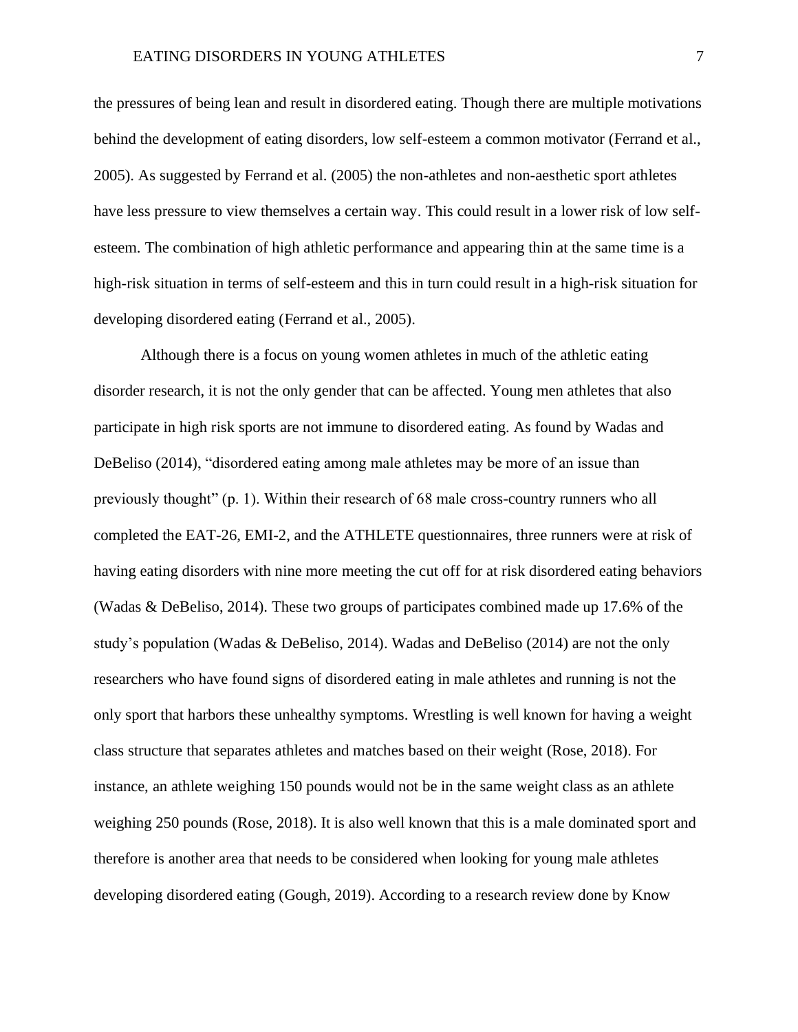the pressures of being lean and result in disordered eating. Though there are multiple motivations behind the development of eating disorders, low self-esteem a common motivator (Ferrand et al., 2005). As suggested by Ferrand et al. (2005) the non-athletes and non-aesthetic sport athletes have less pressure to view themselves a certain way. This could result in a lower risk of low self-esteem. The combination of high athletic performance and appearing thin at the same time is a high-risk situation in terms of self-esteem and this in turn could result in a high-risk situation for developing disordered eating (Ferrand et al., 2005).

Although there is a focus on young women athletes in much of the athletic eating disorder research, it is not the only gender that can be affected. Young men athletes that also participate in high risk sports are not immune to disordered eating. As found by Wadas and DeBeliso (2014), "disordered eating among male athletes may be more of an issue than previously thought" (p. 1). Within their research of 68 male cross-country runners who all completed the EAT-26, EMI-2, and the ATHLETE questionnaires, three runners were at risk of having eating disorders with nine more meeting the cut off for at risk disordered eating behaviors (Wadas & DeBeliso, 2014). These two groups of participates combined made up 17.6% of the study's population (Wadas & DeBeliso, 2014). Wadas and DeBeliso (2014) are not the only researchers who have found signs of disordered eating in male athletes and running is not the only sport that harbors these unhealthy symptoms. Wrestling is well known for having a weight class structure that separates athletes and matches based on their weight (Rose, 2018). For instance, an athlete weighing 150 pounds would not be in the same weight class as an athlete weighing 250 pounds (Rose, 2018). It is also well known that this is a male dominated sport and therefore is another area that needs to be considered when looking for young male athletes developing disordered eating (Gough, 2019). According to a research review done by Know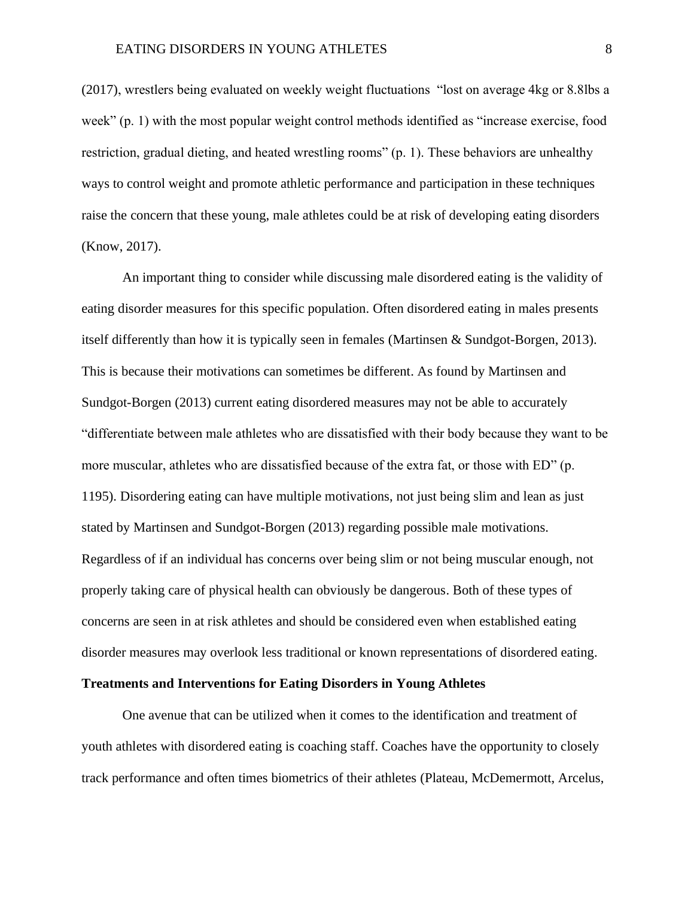(2017), wrestlers being evaluated on weekly weight fluctuations "lost on average 4kg or 8.8lbs a week" (p. 1) with the most popular weight control methods identified as "increase exercise, food restriction, gradual dieting, and heated wrestling rooms" (p. 1). These behaviors are unhealthy ways to control weight and promote athletic performance and participation in these techniques raise the concern that these young, male athletes could be at risk of developing eating disorders (Know, 2017).

An important thing to consider while discussing male disordered eating is the validity of eating disorder measures for this specific population. Often disordered eating in males presents itself differently than how it is typically seen in females (Martinsen & Sundgot-Borgen, 2013). This is because their motivations can sometimes be different. As found by Martinsen and Sundgot-Borgen (2013) current eating disordered measures may not be able to accurately "differentiate between male athletes who are dissatisfied with their body because they want to be more muscular, athletes who are dissatisfied because of the extra fat, or those with ED" (p. 1195). Disordering eating can have multiple motivations, not just being slim and lean as just stated by Martinsen and Sundgot-Borgen (2013) regarding possible male motivations. Regardless of if an individual has concerns over being slim or not being muscular enough, not properly taking care of physical health can obviously be dangerous. Both of these types of concerns are seen in at risk athletes and should be considered even when established eating disorder measures may overlook less traditional or known representations of disordered eating.

## Treatments and Interventions for Eating Disorders in Young Athletes

One avenue that can be utilized when it comes to the identification and treatment of youth athletes with disordered eating is coaching staff. Coaches have the opportunity to closely track performance and often times biometrics of their athletes (Plateau, McDemermott, Arcelus,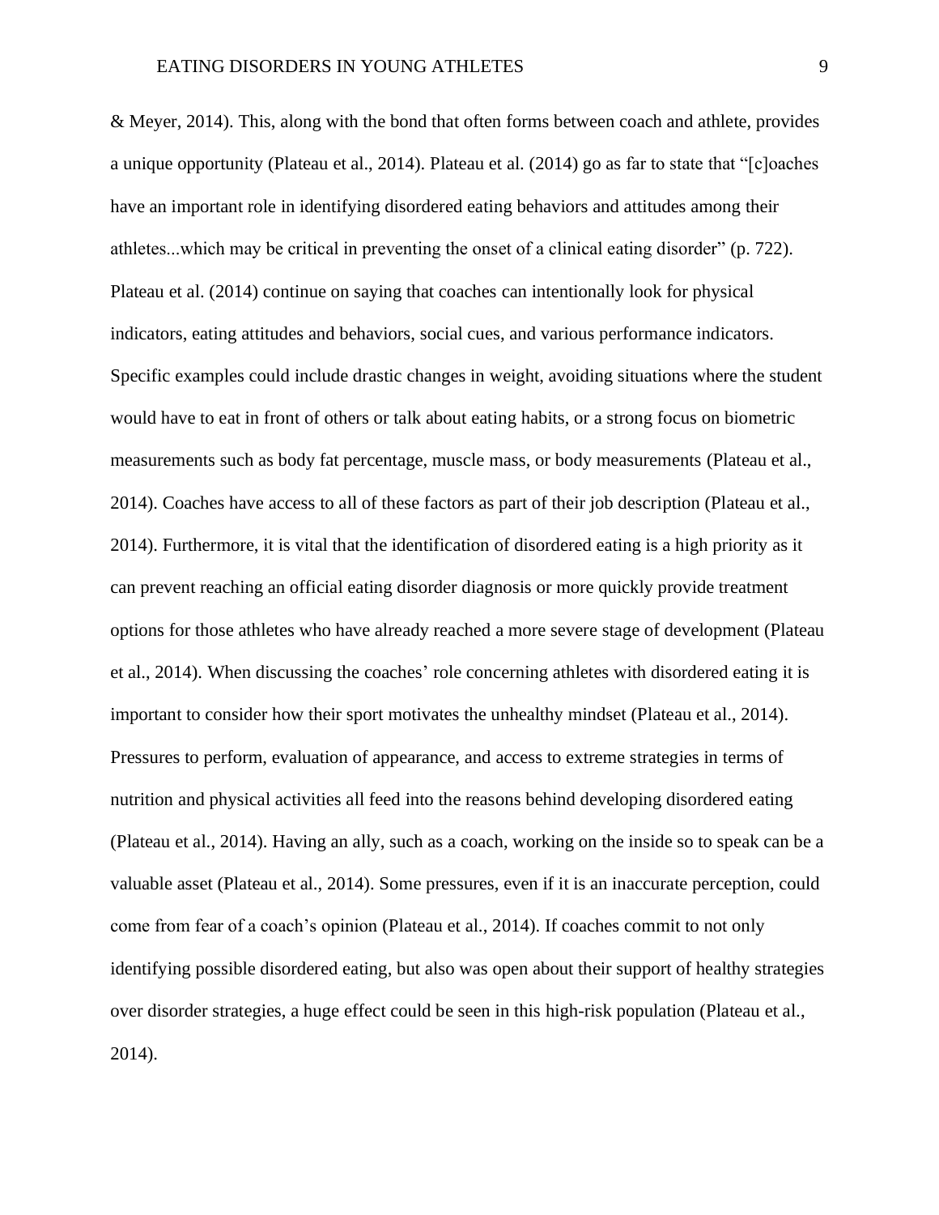& Meyer, 2014). This, along with the bond that often forms between coach and athlete, provides a unique opportunity (Plateau et al., 2014). Plateau et al. (2014) go as far to state that "[c]oaches have an important role in identifying disordered eating behaviors and attitudes among their athletes...which may be critical in preventing the onset of a clinical eating disorder" (p. 722). Plateau et al. (2014) continue on saying that coaches can intentionally look for physical indicators, eating attitudes and behaviors, social cues, and various performance indicators. Specific examples could include drastic changes in weight, avoiding situations where the student would have to eat in front of others or talk about eating habits, or a strong focus on biometric measurements such as body fat percentage, muscle mass, or body measurements (Plateau et al., 2014). Coaches have access to all of these factors as part of their job description (Plateau et al., 2014). Furthermore, it is vital that the identification of disordered eating is a high priority as it can prevent reaching an official eating disorder diagnosis or more quickly provide treatment options for those athletes who have already reached a more severe stage of development (Plateau et al., 2014). When discussing the coaches' role concerning athletes with disordered eating it is important to consider how their sport motivates the unhealthy mindset (Plateau et al., 2014). Pressures to perform, evaluation of appearance, and access to extreme strategies in terms of nutrition and physical activities all feed into the reasons behind developing disordered eating (Plateau et al., 2014). Having an ally, such as a coach, working on the inside so to speak can be a valuable asset (Plateau et al., 2014). Some pressures, even if it is an inaccurate perception, could come from fear of a coach's opinion (Plateau et al., 2014). If coaches commit to not only identifying possible disordered eating, but also was open about their support of healthy strategies over disorder strategies, a huge effect could be seen in this high-risk population (Plateau et al., 2014).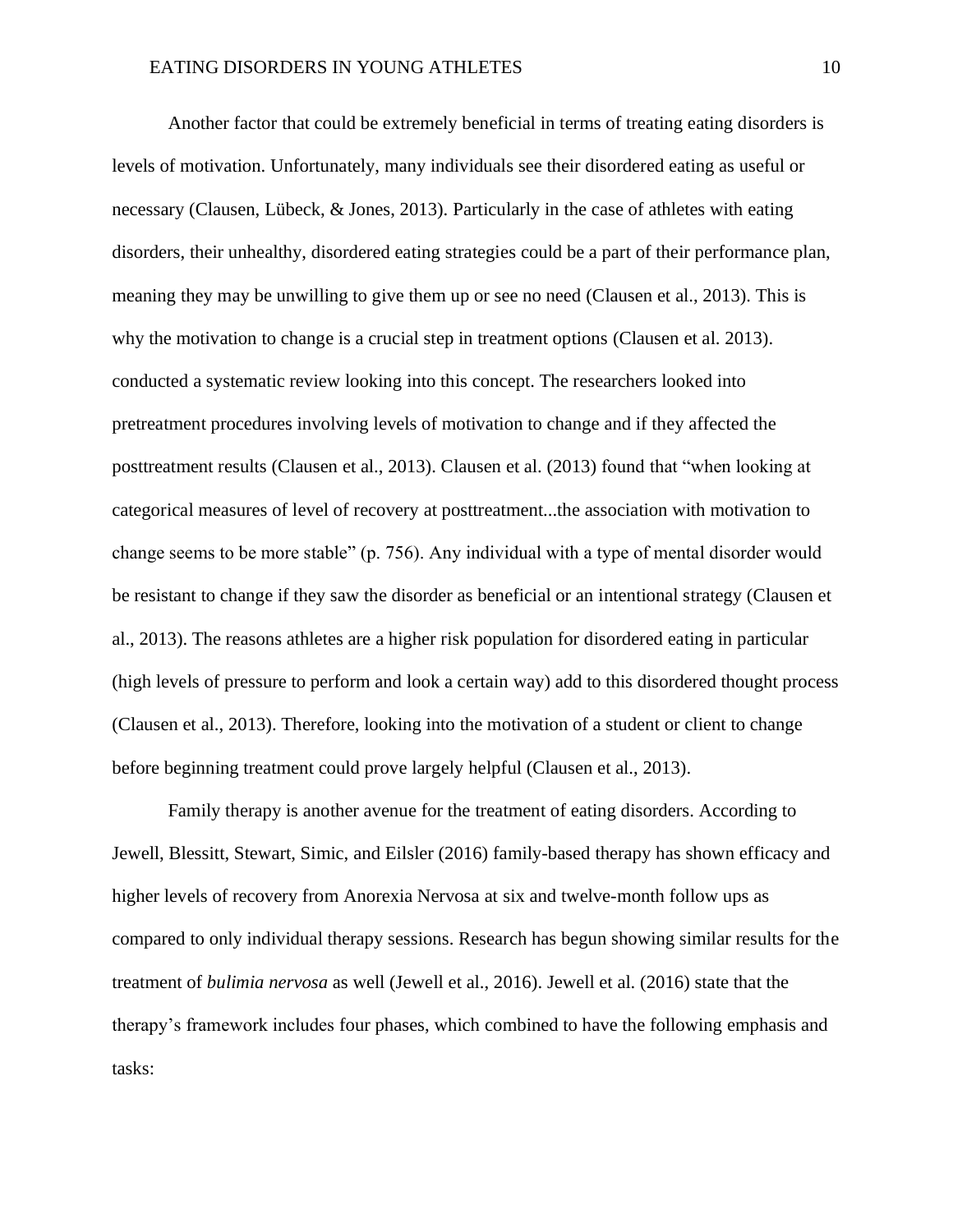Another factor that could be extremely beneficial in terms of treating eating disorders is levels of motivation. Unfortunately, many individuals see their disordered eating as useful or necessary (Clausen, Lübeck, & Jones, 2013). Particularly in the case of athletes with eating disorders, their unhealthy, disordered eating strategies could be a part of their performance plan, meaning they may be unwilling to give them up or see no need (Clausen et al., 2013). This is why the motivation to change is a crucial step in treatment options (Clausen et al. 2013). conducted a systematic review looking into this concept. The researchers looked into pretreatment procedures involving levels of motivation to change and if they affected the posttreatment results (Clausen et al., 2013). Clausen et al. (2013) found that "when looking at categorical measures of level of recovery at posttreatment...the association with motivation to change seems to be more stable" (p. 756). Any individual with a type of mental disorder would be resistant to change if they saw the disorder as beneficial or an intentional strategy (Clausen et al., 2013). The reasons athletes are a higher risk population for disordered eating in particular (high levels of pressure to perform and look a certain way) add to this disordered thought process (Clausen et al., 2013). Therefore, looking into the motivation of a student or client to change before beginning treatment could prove largely helpful (Clausen et al., 2013).

Family therapy is another avenue for the treatment of eating disorders. According to Jewell, Blessitt, Stewart, Simic, and Eilsler (2016) family-based therapy has shown efficacy and higher levels of recovery from Anorexia Nervosa at six and twelve-month follow ups as compared to only individual therapy sessions. Research has begun showing similar results for the treatment of *bulimia nervosa* as well (Jewell et al., 2016). Jewell et al. (2016) state that the therapy's framework includes four phases, which combined to have the following emphasis and tasks: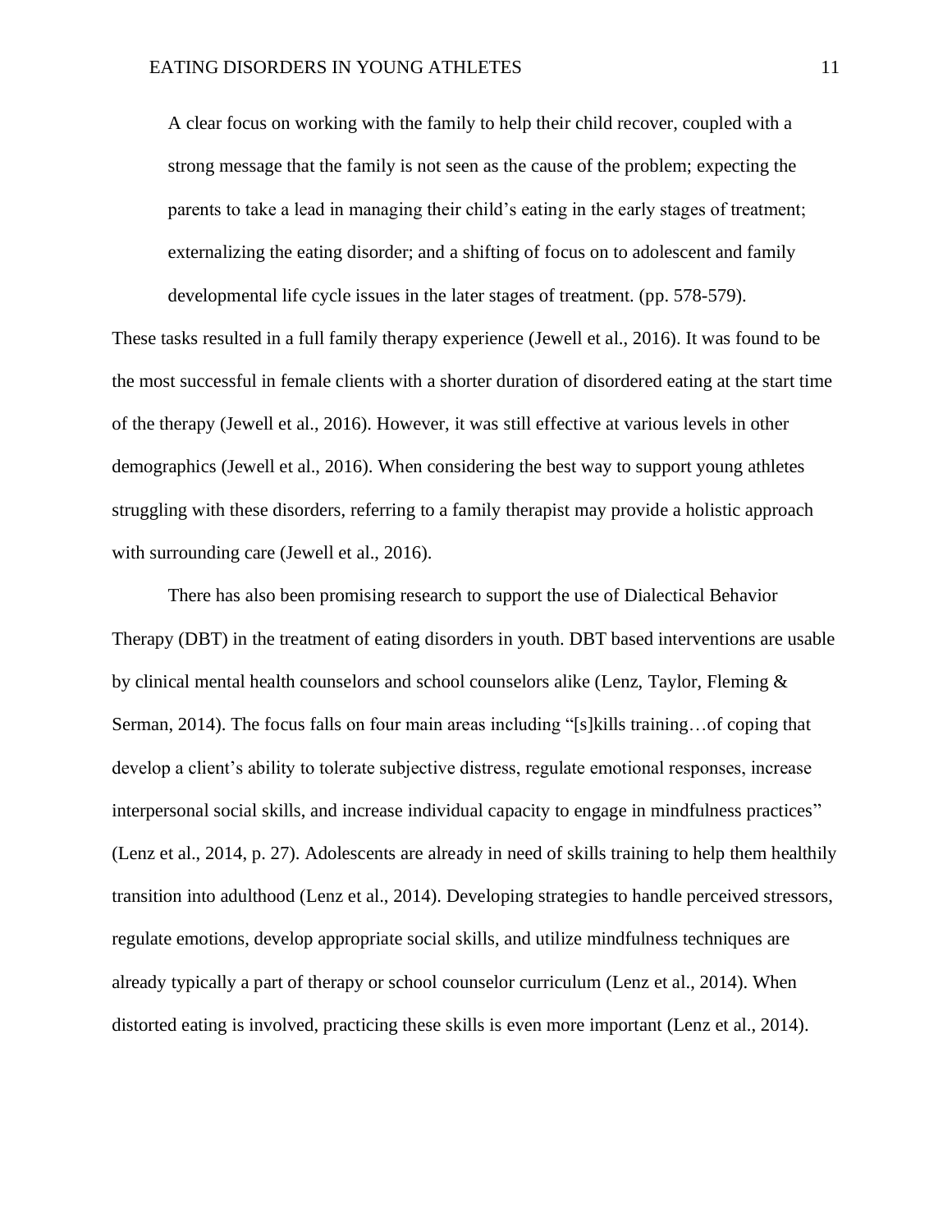> A clear focus on working with the family to help their child recover, coupled with a strong message that the family is not seen as the cause of the problem; expecting the parents to take a lead in managing their child's eating in the early stages of treatment; externalizing the eating disorder; and a shifting of focus on to adolescent and family developmental life cycle issues in the later stages of treatment. (pp. 578-579).

These tasks resulted in a full family therapy experience (Jewell et al., 2016). It was found to be the most successful in female clients with a shorter duration of disordered eating at the start time of the therapy (Jewell et al., 2016). However, it was still effective at various levels in other demographics (Jewell et al., 2016). When considering the best way to support young athletes struggling with these disorders, referring to a family therapist may provide a holistic approach with surrounding care (Jewell et al., 2016).

There has also been promising research to support the use of Dialectical Behavior Therapy (DBT) in the treatment of eating disorders in youth. DBT based interventions are usable by clinical mental health counselors and school counselors alike (Lenz, Taylor, Fleming & Serman, 2014). The focus falls on four main areas including "[s]kills training…of coping that develop a client's ability to tolerate subjective distress, regulate emotional responses, increase interpersonal social skills, and increase individual capacity to engage in mindfulness practices" (Lenz et al., 2014, p. 27). Adolescents are already in need of skills training to help them healthily transition into adulthood (Lenz et al., 2014). Developing strategies to handle perceived stressors, regulate emotions, develop appropriate social skills, and utilize mindfulness techniques are already typically a part of therapy or school counselor curriculum (Lenz et al., 2014). When distorted eating is involved, practicing these skills is even more important (Lenz et al., 2014).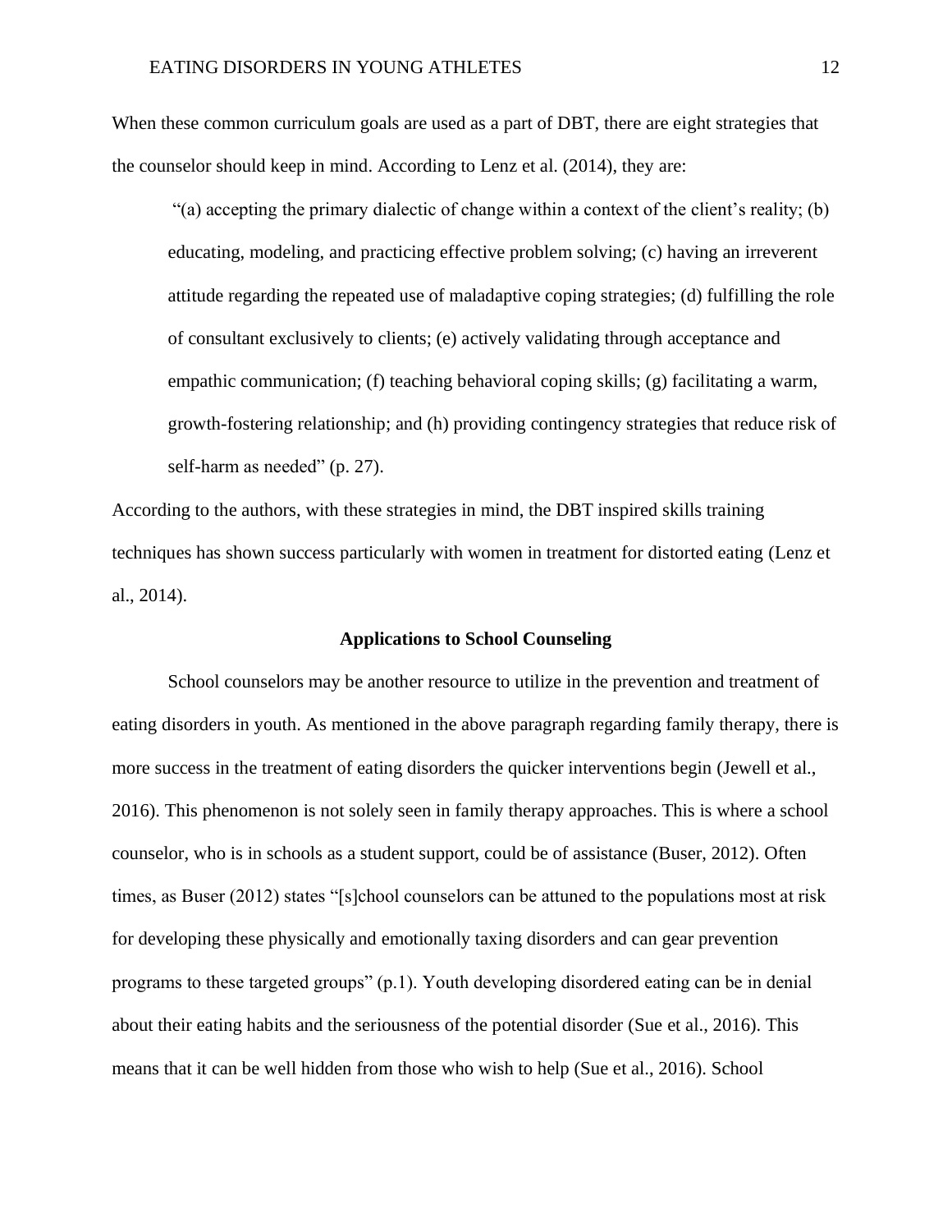When these common curriculum goals are used as a part of DBT, there are eight strategies that the counselor should keep in mind. According to Lenz et al. (2014), they are:

> "(a) accepting the primary dialectic of change within a context of the client's reality; (b) educating, modeling, and practicing effective problem solving; (c) having an irreverent attitude regarding the repeated use of maladaptive coping strategies; (d) fulfilling the role of consultant exclusively to clients; (e) actively validating through acceptance and empathic communication; (f) teaching behavioral coping skills; (g) facilitating a warm, growth-fostering relationship; and (h) providing contingency strategies that reduce risk of self-harm as needed" (p. 27).

According to the authors, with these strategies in mind, the DBT inspired skills training techniques has shown success particularly with women in treatment for distorted eating (Lenz et al., 2014).

## Applications to School Counseling

School counselors may be another resource to utilize in the prevention and treatment of eating disorders in youth. As mentioned in the above paragraph regarding family therapy, there is more success in the treatment of eating disorders the quicker interventions begin (Jewell et al., 2016). This phenomenon is not solely seen in family therapy approaches. This is where a school counselor, who is in schools as a student support, could be of assistance (Buser, 2012). Often times, as Buser (2012) states "[s]chool counselors can be attuned to the populations most at risk for developing these physically and emotionally taxing disorders and can gear prevention programs to these targeted groups" (p.1). Youth developing disordered eating can be in denial about their eating habits and the seriousness of the potential disorder (Sue et al., 2016). This means that it can be well hidden from those who wish to help (Sue et al., 2016). School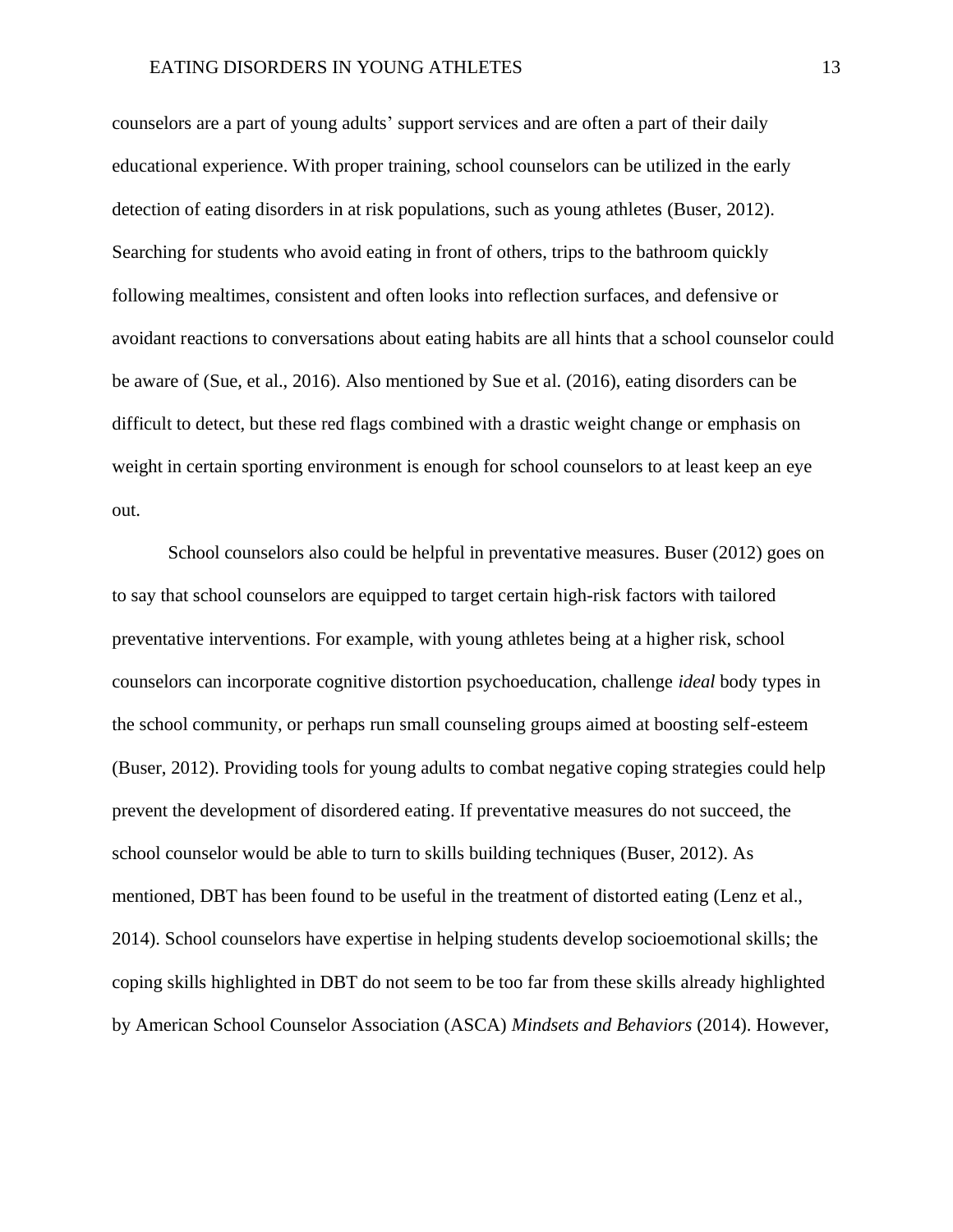counselors are a part of young adults' support services and are often a part of their daily educational experience. With proper training, school counselors can be utilized in the early detection of eating disorders in at risk populations, such as young athletes (Buser, 2012). Searching for students who avoid eating in front of others, trips to the bathroom quickly following mealtimes, consistent and often looks into reflection surfaces, and defensive or avoidant reactions to conversations about eating habits are all hints that a school counselor could be aware of (Sue, et al., 2016). Also mentioned by Sue et al. (2016), eating disorders can be difficult to detect, but these red flags combined with a drastic weight change or emphasis on weight in certain sporting environment is enough for school counselors to at least keep an eye out.

School counselors also could be helpful in preventative measures. Buser (2012) goes on to say that school counselors are equipped to target certain high-risk factors with tailored preventative interventions. For example, with young athletes being at a higher risk, school counselors can incorporate cognitive distortion psychoeducation, challenge *ideal* body types in the school community, or perhaps run small counseling groups aimed at boosting self-esteem (Buser, 2012). Providing tools for young adults to combat negative coping strategies could help prevent the development of disordered eating. If preventative measures do not succeed, the school counselor would be able to turn to skills building techniques (Buser, 2012). As mentioned, DBT has been found to be useful in the treatment of distorted eating (Lenz et al., 2014). School counselors have expertise in helping students develop socioemotional skills; the coping skills highlighted in DBT do not seem to be too far from these skills already highlighted by American School Counselor Association (ASCA) *Mindsets and Behaviors* (2014). However,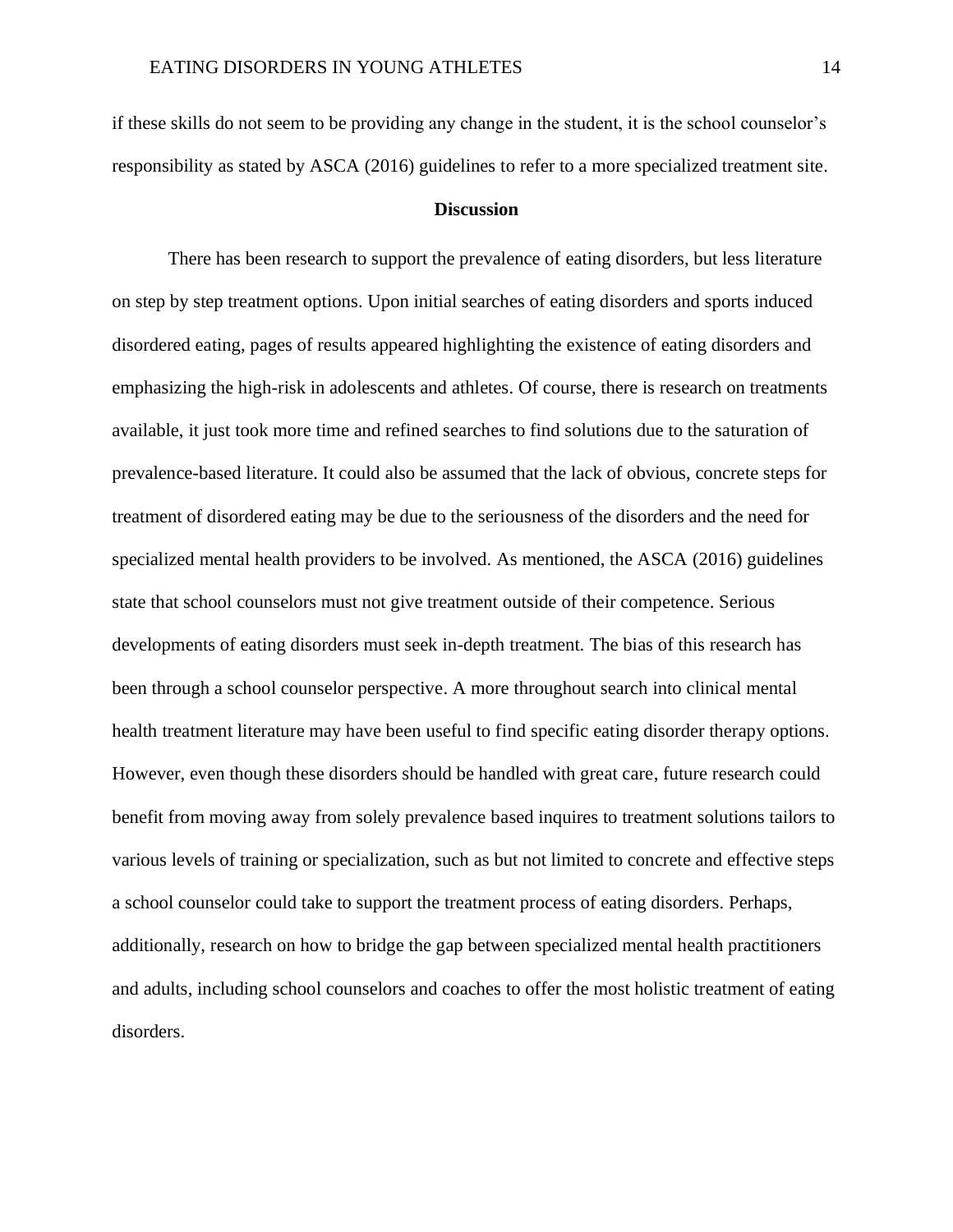if these skills do not seem to be providing any change in the student, it is the school counselor's responsibility as stated by ASCA (2016) guidelines to refer to a more specialized treatment site.

## Discussion

There has been research to support the prevalence of eating disorders, but less literature on step by step treatment options. Upon initial searches of eating disorders and sports induced disordered eating, pages of results appeared highlighting the existence of eating disorders and emphasizing the high-risk in adolescents and athletes. Of course, there is research on treatments available, it just took more time and refined searches to find solutions due to the saturation of prevalence-based literature. It could also be assumed that the lack of obvious, concrete steps for treatment of disordered eating may be due to the seriousness of the disorders and the need for specialized mental health providers to be involved. As mentioned, the ASCA (2016) guidelines state that school counselors must not give treatment outside of their competence. Serious developments of eating disorders must seek in-depth treatment. The bias of this research has been through a school counselor perspective. A more throughout search into clinical mental health treatment literature may have been useful to find specific eating disorder therapy options. However, even though these disorders should be handled with great care, future research could benefit from moving away from solely prevalence based inquires to treatment solutions tailors to various levels of training or specialization, such as but not limited to concrete and effective steps a school counselor could take to support the treatment process of eating disorders. Perhaps, additionally, research on how to bridge the gap between specialized mental health practitioners and adults, including school counselors and coaches to offer the most holistic treatment of eating disorders.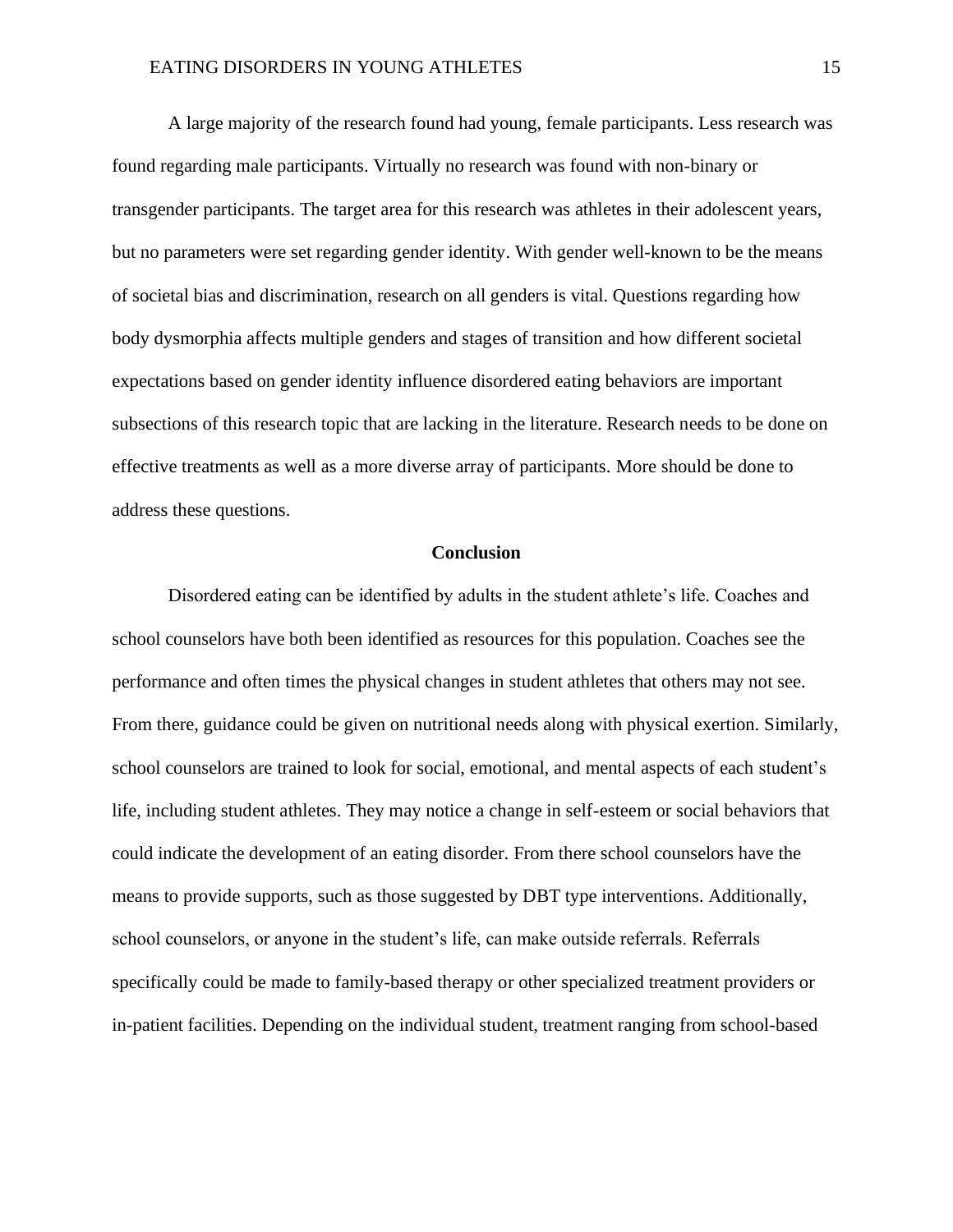A large majority of the research found had young, female participants. Less research was found regarding male participants. Virtually no research was found with non-binary or transgender participants. The target area for this research was athletes in their adolescent years, but no parameters were set regarding gender identity. With gender well-known to be the means of societal bias and discrimination, research on all genders is vital. Questions regarding how body dysmorphia affects multiple genders and stages of transition and how different societal expectations based on gender identity influence disordered eating behaviors are important subsections of this research topic that are lacking in the literature. Research needs to be done on effective treatments as well as a more diverse array of participants. More should be done to address these questions.

## Conclusion

Disordered eating can be identified by adults in the student athlete's life. Coaches and school counselors have both been identified as resources for this population. Coaches see the performance and often times the physical changes in student athletes that others may not see. From there, guidance could be given on nutritional needs along with physical exertion. Similarly, school counselors are trained to look for social, emotional, and mental aspects of each student's life, including student athletes. They may notice a change in self-esteem or social behaviors that could indicate the development of an eating disorder. From there school counselors have the means to provide supports, such as those suggested by DBT type interventions. Additionally, school counselors, or anyone in the student's life, can make outside referrals. Referrals specifically could be made to family-based therapy or other specialized treatment providers or in-patient facilities. Depending on the individual student, treatment ranging from school-based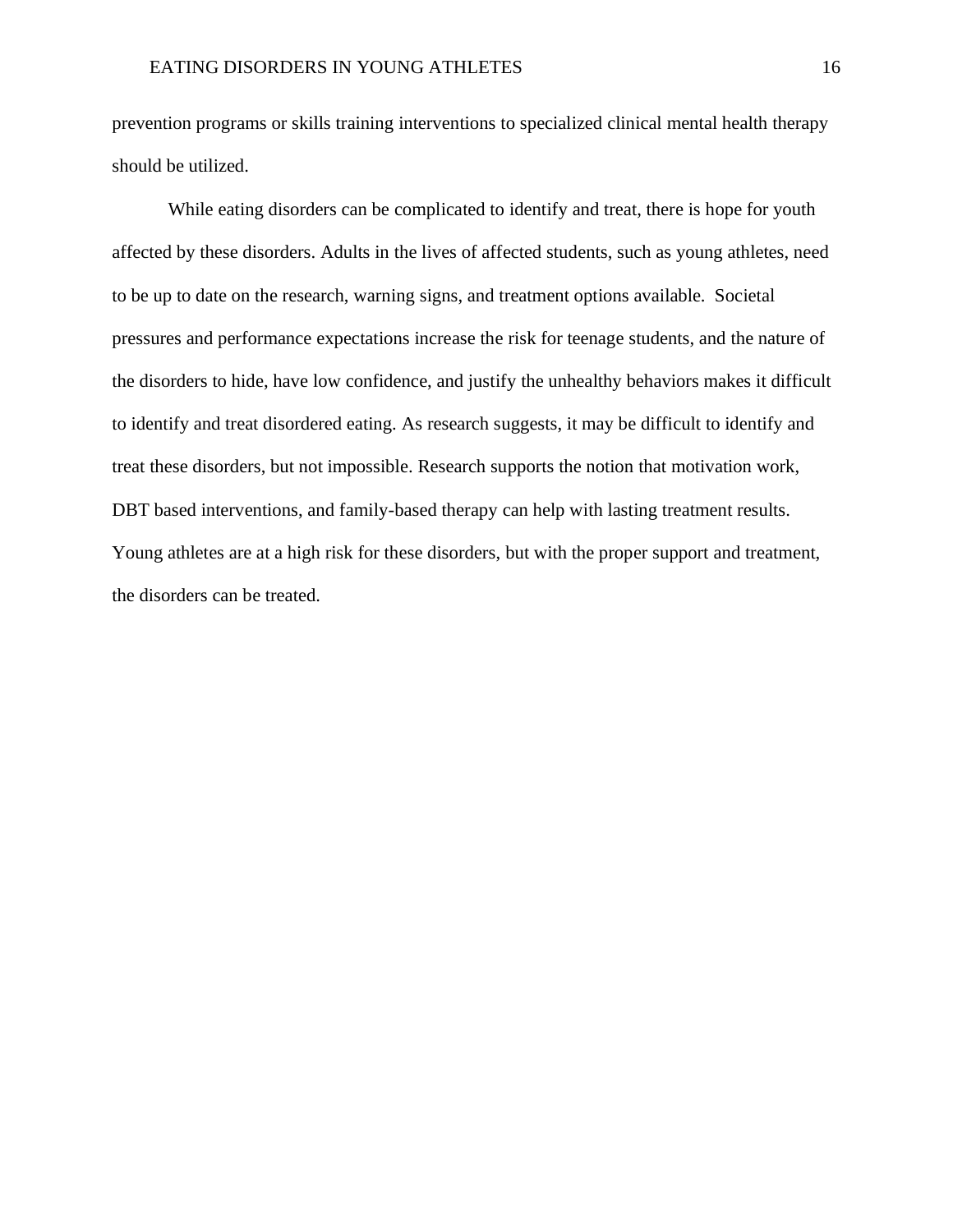prevention programs or skills training interventions to specialized clinical mental health therapy should be utilized.

While eating disorders can be complicated to identify and treat, there is hope for youth affected by these disorders. Adults in the lives of affected students, such as young athletes, need to be up to date on the research, warning signs, and treatment options available. Societal pressures and performance expectations increase the risk for teenage students, and the nature of the disorders to hide, have low confidence, and justify the unhealthy behaviors makes it difficult to identify and treat disordered eating. As research suggests, it may be difficult to identify and treat these disorders, but not impossible. Research supports the notion that motivation work, DBT based interventions, and family-based therapy can help with lasting treatment results. Young athletes are at a high risk for these disorders, but with the proper support and treatment, the disorders can be treated.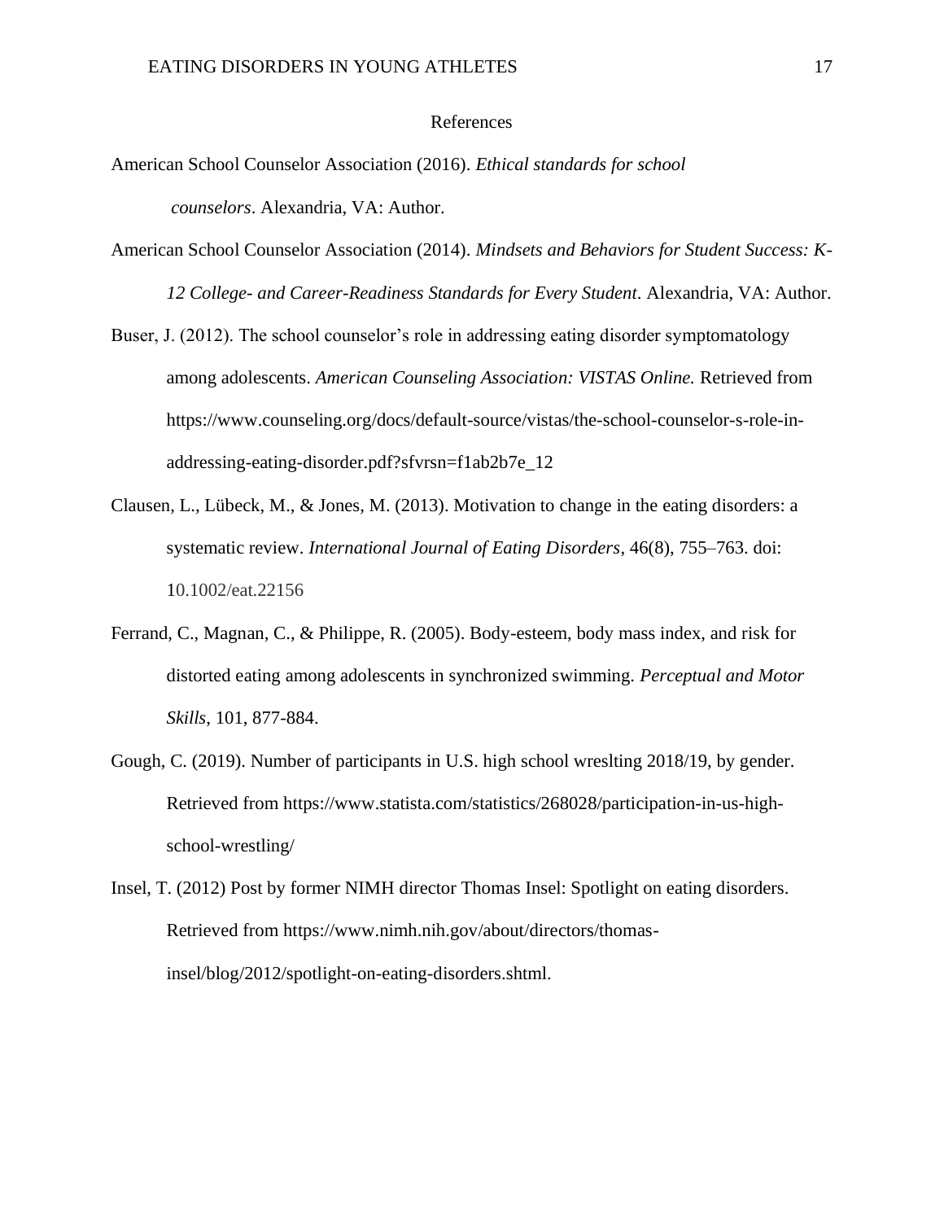# References

American School Counselor Association (2016). *Ethical standards for school counselors*. Alexandria, VA: Author.

American School Counselor Association (2014). *Mindsets and Behaviors for Student Success: K-12 College- and Career-Readiness Standards for Every Student*. Alexandria, VA: Author.

Buser, J. (2012). The school counselor's role in addressing eating disorder symptomatology among adolescents. *American Counseling Association: VISTAS Online.* Retrieved from https://www.counseling.org/docs/default-source/vistas/the-school-counselor-s-role-in-addressing-eating-disorder.pdf?sfvrsn=f1ab2b7e_12

Clausen, L., Lübeck, M., & Jones, M. (2013). Motivation to change in the eating disorders: a systematic review. *International Journal of Eating Disorders*, 46(8), 755–763. doi: 10.1002/eat.22156

Ferrand, C., Magnan, C., & Philippe, R. (2005). Body-esteem, body mass index, and risk for distorted eating among adolescents in synchronized swimming. *Perceptual and Motor Skills*, 101, 877-884.

Gough, C. (2019). Number of participants in U.S. high school wreslting 2018/19, by gender. Retrieved from https://www.statista.com/statistics/268028/participation-in-us-high-school-wrestling/

Insel, T. (2012) Post by former NIMH director Thomas Insel: Spotlight on eating disorders. Retrieved from https://www.nimh.nih.gov/about/directors/thomas-insel/blog/2012/spotlight-on-eating-disorders.shtml.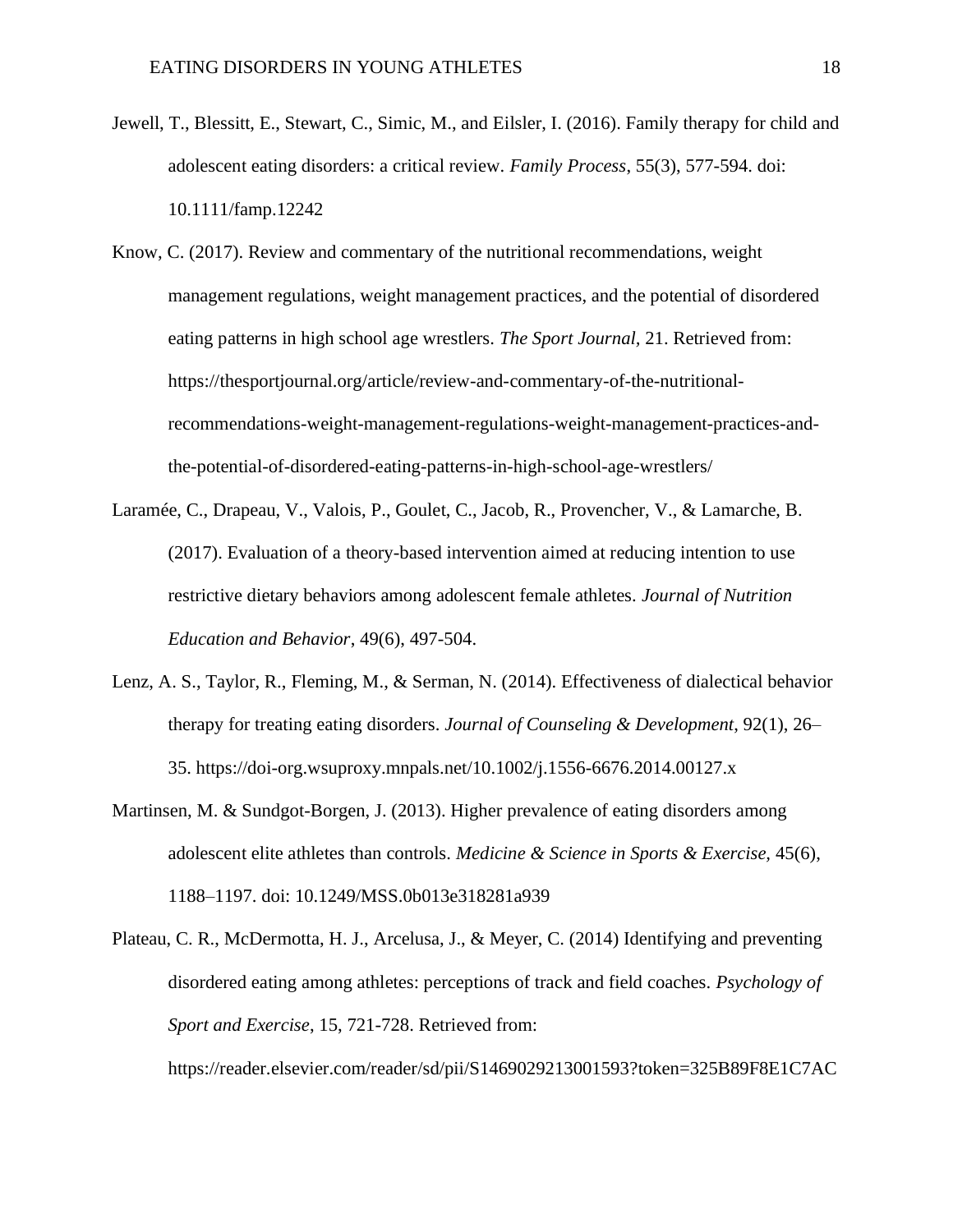Jewell, T., Blessitt, E., Stewart, C., Simic, M., and Eilsler, I. (2016). Family therapy for child and adolescent eating disorders: a critical review. *Family Process*, 55(3), 577-594. doi: 10.1111/famp.12242

Know, C. (2017). Review and commentary of the nutritional recommendations, weight management regulations, weight management practices, and the potential of disordered eating patterns in high school age wrestlers. *The Sport Journal*, 21. Retrieved from: https://thesportjournal.org/article/review-and-commentary-of-the-nutritional-recommendations-weight-management-regulations-weight-management-practices-and-the-potential-of-disordered-eating-patterns-in-high-school-age-wrestlers/

Laramée, C., Drapeau, V., Valois, P., Goulet, C., Jacob, R., Provencher, V., & Lamarche, B. (2017). Evaluation of a theory-based intervention aimed at reducing intention to use restrictive dietary behaviors among adolescent female athletes. *Journal of Nutrition Education and Behavior*, 49(6), 497-504.

Lenz, A. S., Taylor, R., Fleming, M., & Serman, N. (2014). Effectiveness of dialectical behavior therapy for treating eating disorders. *Journal of Counseling & Development*, 92(1), 26–35. https://doi-org.wsuproxy.mnpals.net/10.1002/j.1556-6676.2014.00127.x

Martinsen, M. & Sundgot-Borgen, J. (2013). Higher prevalence of eating disorders among adolescent elite athletes than controls. *Medicine & Science in Sports & Exercise*, 45(6), 1188–1197. doi: 10.1249/MSS.0b013e318281a939

Plateau, C. R., McDermotta, H. J., Arcelusa, J., & Meyer, C. (2014) Identifying and preventing disordered eating among athletes: perceptions of track and field coaches. *Psychology of Sport and Exercise*, 15, 721-728. Retrieved from: https://reader.elsevier.com/reader/sd/pii/S1469029213001593?token=325B89F8E1C7AC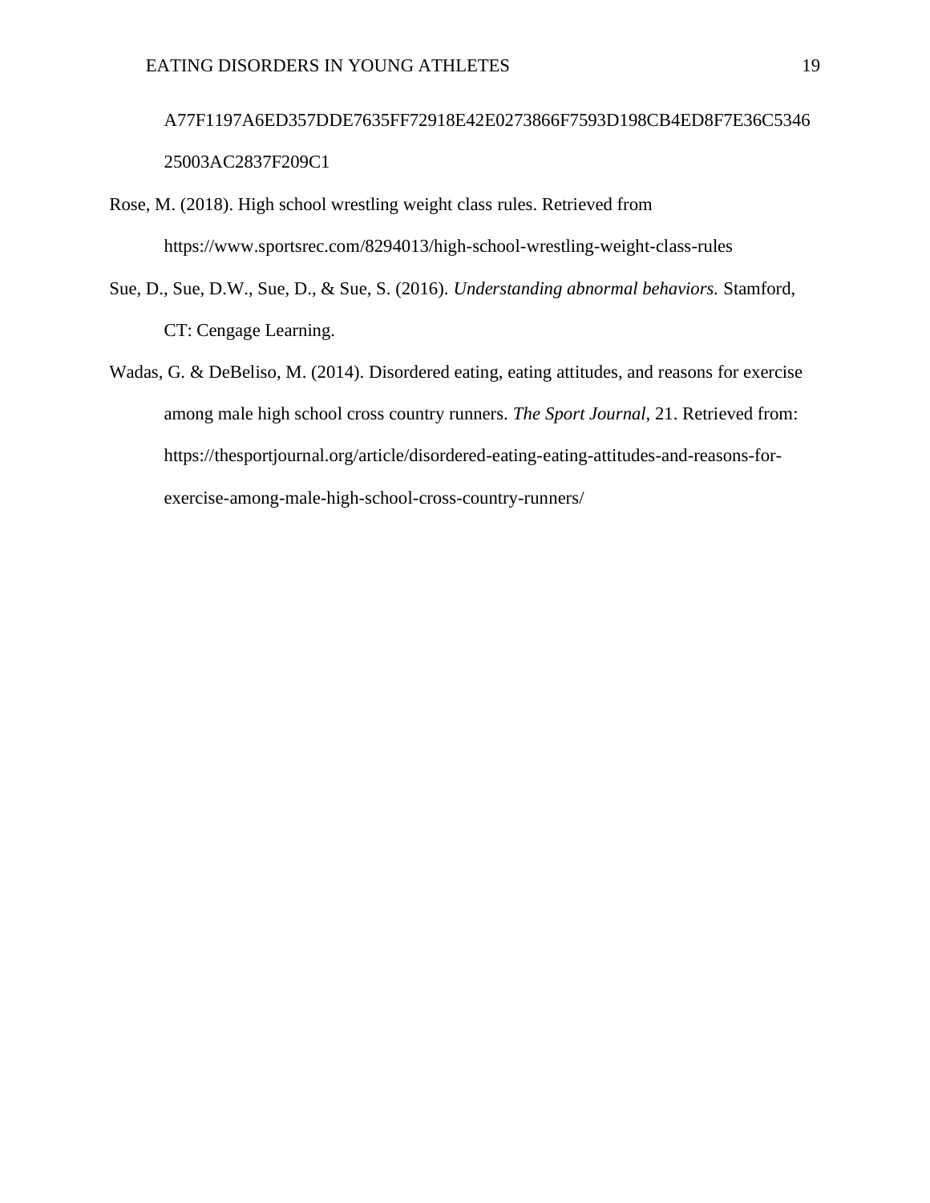A77F1197A6ED357DDE7635FF72918E42E0273866F7593D198CB4ED8F7E36C5346 25003AC2837F209C1

Rose, M. (2018). High school wrestling weight class rules. Retrieved from https://www.sportsrec.com/8294013/high-school-wrestling-weight-class-rules

Sue, D., Sue, D.W., Sue, D., & Sue, S. (2016). *Understanding abnormal behaviors.* Stamford, CT: Cengage Learning.

Wadas, G. & DeBeliso, M. (2014). Disordered eating, eating attitudes, and reasons for exercise among male high school cross country runners. *The Sport Journal,* 21. Retrieved from: https://thesportjournal.org/article/disordered-eating-eating-attitudes-and-reasons-for-exercise-among-male-high-school-cross-country-runners/